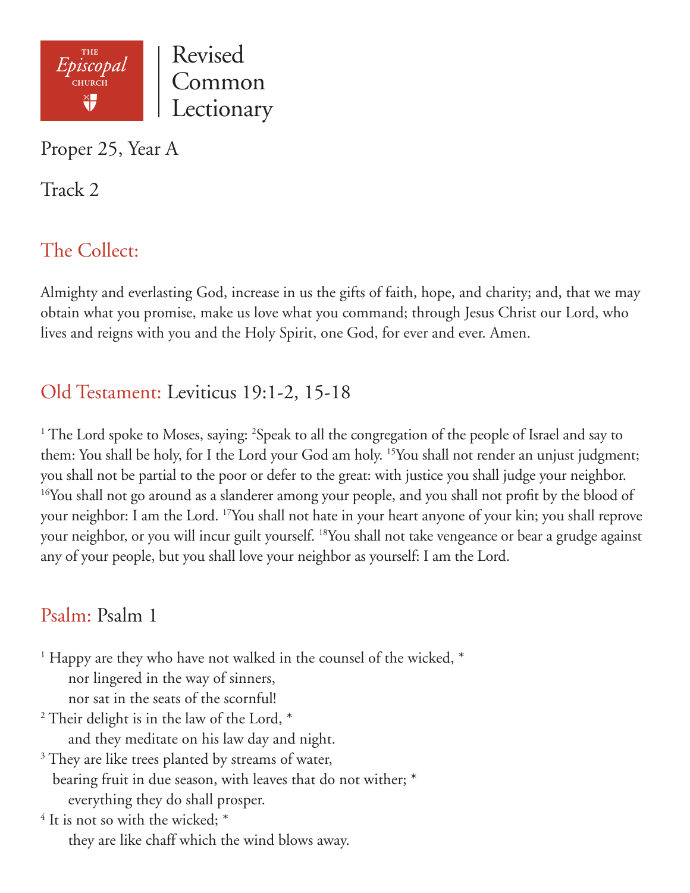THE *Episcopal* CHURCH

Revised Common Lectionary

Proper 25, Year A

Track 2

## The Collect:

Almighty and everlasting God, increase in us the gifts of faith, hope, and charity; and, that we may obtain what you promise, make us love what you command; through Jesus Christ our Lord, who lives and reigns with you and the Holy Spirit, one God, for ever and ever. Amen.

## Old Testament: Leviticus 19:1-2, 15-18

[1] The Lord spoke to Moses, saying: [2]Speak to all the congregation of the people of Israel and say to them: You shall be holy, for I the Lord your God am holy. [15]You shall not render an unjust judgment; you shall not be partial to the poor or defer to the great: with justice you shall judge your neighbor. [16]You shall not go around as a slanderer among your people, and you shall not profit by the blood of your neighbor: I am the Lord. [17]You shall not hate in your heart anyone of your kin; you shall reprove your neighbor, or you will incur guilt yourself. [18]You shall not take vengeance or bear a grudge against any of your people, but you shall love your neighbor as yourself: I am the Lord.

## Psalm: Psalm 1

[1] Happy are they who have not walked in the counsel of the wicked, *
    nor lingered in the way of sinners,
    nor sat in the seats of the scornful!
[2] Their delight is in the law of the Lord, *
    and they meditate on his law day and night.
[3] They are like trees planted by streams of water,
  bearing fruit in due season, with leaves that do not wither; *
    everything they do shall prosper.
[4] It is not so with the wicked; *
    they are like chaff which the wind blows away.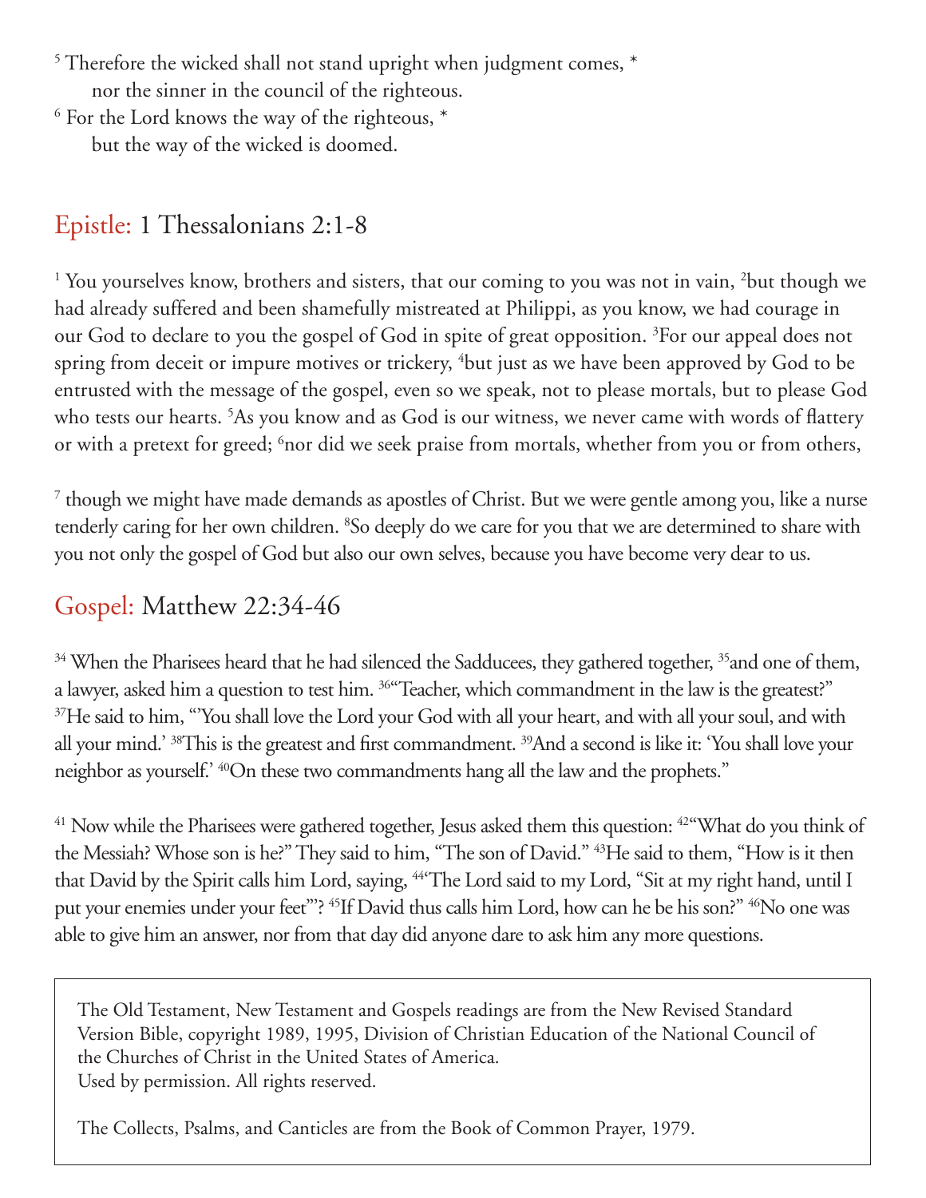[5] Therefore the wicked shall not stand upright when judgment comes, *
nor the sinner in the council of the righteous.
[6] For the Lord knows the way of the righteous, *
but the way of the wicked is doomed.

## Epistle: 1 Thessalonians 2:1-8

[1] You yourselves know, brothers and sisters, that our coming to you was not in vain, [2]but though we had already suffered and been shamefully mistreated at Philippi, as you know, we had courage in our God to declare to you the gospel of God in spite of great opposition. [3]For our appeal does not spring from deceit or impure motives or trickery, [4]but just as we have been approved by God to be entrusted with the message of the gospel, even so we speak, not to please mortals, but to please God who tests our hearts. [5]As you know and as God is our witness, we never came with words of flattery or with a pretext for greed; [6]nor did we seek praise from mortals, whether from you or from others,

[7] though we might have made demands as apostles of Christ. But we were gentle among you, like a nurse tenderly caring for her own children. [8]So deeply do we care for you that we are determined to share with you not only the gospel of God but also our own selves, because you have become very dear to us.

## Gospel: Matthew 22:34-46

[34] When the Pharisees heard that he had silenced the Sadducees, they gathered together, [35]and one of them, a lawyer, asked him a question to test him. [36]"Teacher, which commandment in the law is the greatest?" [37]He said to him, "'You shall love the Lord your God with all your heart, and with all your soul, and with all your mind.' [38]This is the greatest and first commandment. [39]And a second is like it: 'You shall love your neighbor as yourself.' [40]On these two commandments hang all the law and the prophets."

[41] Now while the Pharisees were gathered together, Jesus asked them this question: [42]"What do you think of the Messiah? Whose son is he?" They said to him, "The son of David." [43]He said to them, "How is it then that David by the Spirit calls him Lord, saying, [44]'The Lord said to my Lord, "Sit at my right hand, until I put your enemies under your feet"'? [45]If David thus calls him Lord, how can he be his son?" [46]No one was able to give him an answer, nor from that day did anyone dare to ask him any more questions.

The Old Testament, New Testament and Gospels readings are from the New Revised Standard Version Bible, copyright 1989, 1995, Division of Christian Education of the National Council of the Churches of Christ in the United States of America.
Used by permission. All rights reserved.

The Collects, Psalms, and Canticles are from the Book of Common Prayer, 1979.